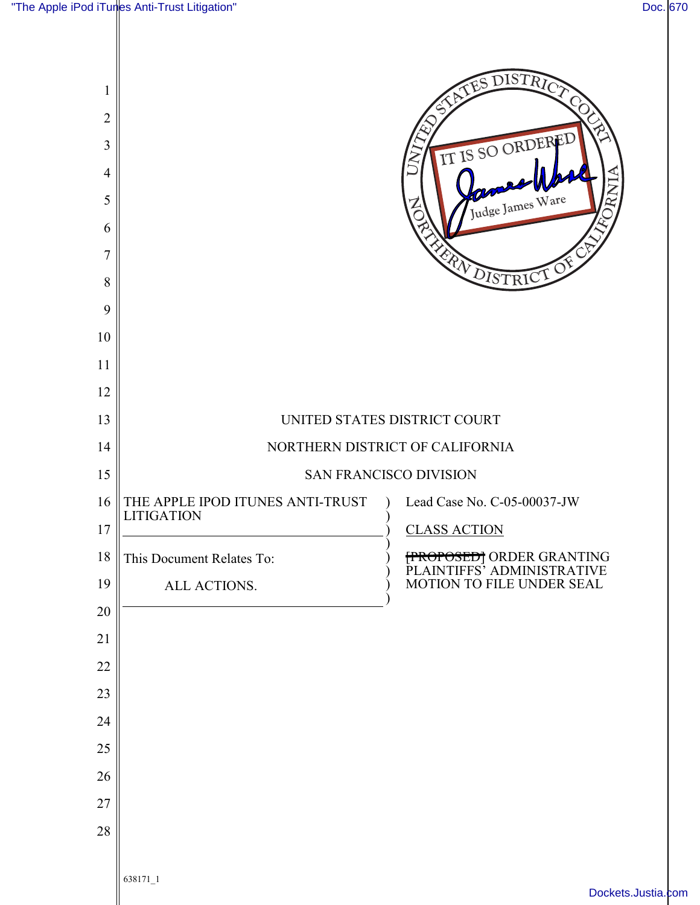IT IS SO ORDERED

Judge James Ware

UNITED STATES DISTRICT COURT
NORTHERN DISTRICT OF CALIFORNIA
SAN FRANCISCO DIVISION

| | |
|---|---|
| THE APPLE IPOD ITUNES ANTI-TRUST LITIGATION | Lead Case No. C-05-00037-JW |
| | CLASS ACTION |
| This Document Relates To: ALL ACTIONS. | ~~[PROPOSED]~~ ORDER GRANTING PLAINTIFFS' ADMINISTRATIVE MOTION TO FILE UNDER SEAL |

638171_1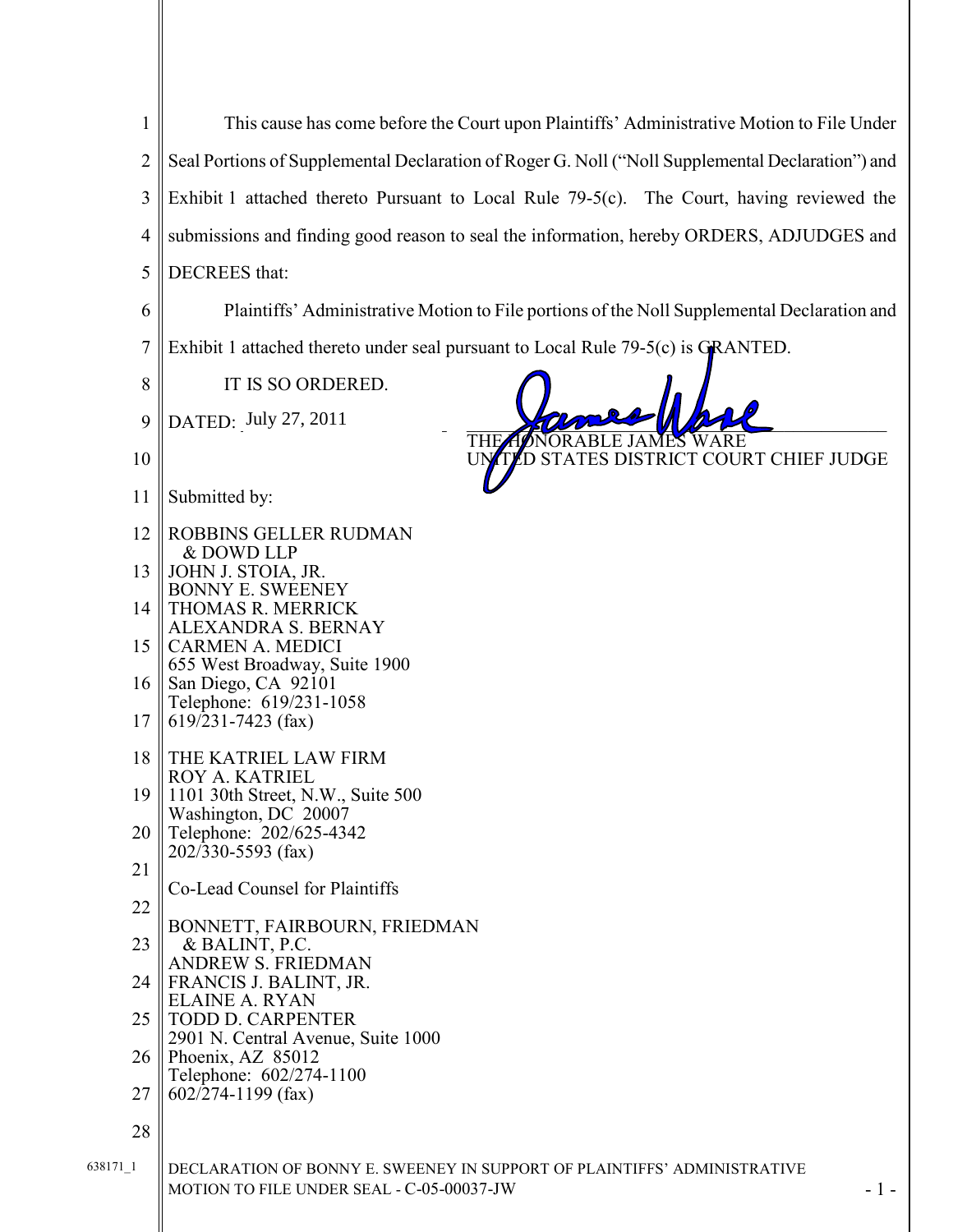This cause has come before the Court upon Plaintiffs' Administrative Motion to File Under Seal Portions of Supplemental Declaration of Roger G. Noll ("Noll Supplemental Declaration") and Exhibit 1 attached thereto Pursuant to Local Rule 79-5(c). The Court, having reviewed the submissions and finding good reason to seal the information, hereby ORDERS, ADJUDGES and DECREES that:

Plaintiffs' Administrative Motion to File portions of the Noll Supplemental Declaration and Exhibit 1 attached thereto under seal pursuant to Local Rule 79-5(c) is GRANTED.

IT IS SO ORDERED.

DATED: July 27, 2011

THE HONORABLE JAMES WARE
UNITED STATES DISTRICT COURT CHIEF JUDGE

Submitted by:

ROBBINS GELLER RUDMAN
& DOWD LLP
JOHN J. STOIA, JR.
BONNY E. SWEENEY
THOMAS R. MERRICK
ALEXANDRA S. BERNAY
CARMEN A. MEDICI
655 West Broadway, Suite 1900
San Diego, CA 92101
Telephone: 619/231-1058
619/231-7423 (fax)

THE KATRIEL LAW FIRM
ROY A. KATRIEL
1101 30th Street, N.W., Suite 500
Washington, DC 20007
Telephone: 202/625-4342
202/330-5593 (fax)

Co-Lead Counsel for Plaintiffs

BONNETT, FAIRBOURN, FRIEDMAN
& BALINT, P.C.
ANDREW S. FRIEDMAN
FRANCIS J. BALINT, JR.
ELAINE A. RYAN
TODD D. CARPENTER
2901 N. Central Avenue, Suite 1000
Phoenix, AZ 85012
Telephone: 602/274-1100
602/274-1199 (fax)

638171_1

DECLARATION OF BONNY E. SWEENEY IN SUPPORT OF PLAINTIFFS' ADMINISTRATIVE MOTION TO FILE UNDER SEAL - C-05-00037-JW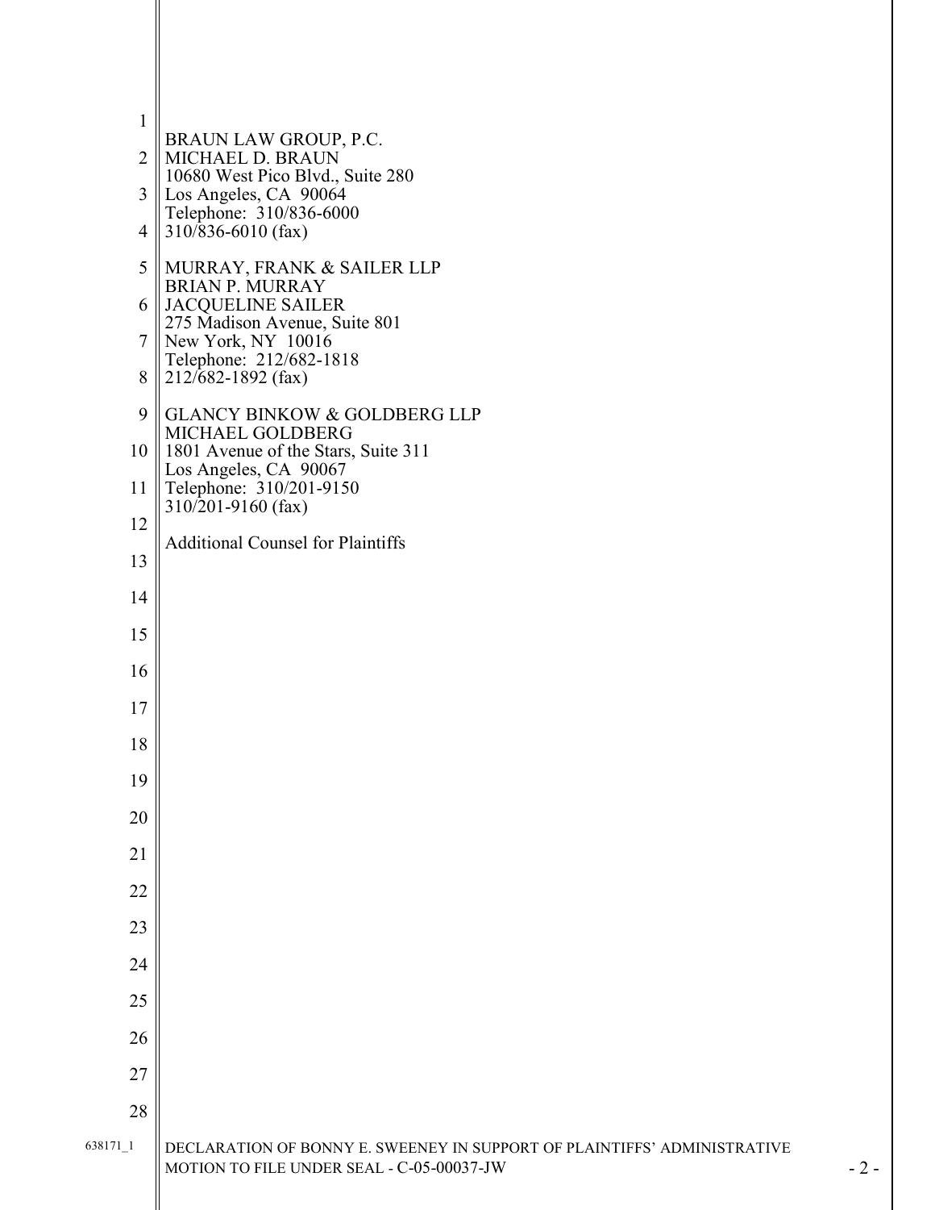BRAUN LAW GROUP, P.C.
MICHAEL D. BRAUN
10680 West Pico Blvd., Suite 280
Los Angeles, CA 90064
Telephone: 310/836-6000
310/836-6010 (fax)

MURRAY, FRANK & SAILER LLP
BRIAN P. MURRAY
JACQUELINE SAILER
275 Madison Avenue, Suite 801
New York, NY 10016
Telephone: 212/682-1818
212/682-1892 (fax)

GLANCY BINKOW & GOLDBERG LLP
MICHAEL GOLDBERG
1801 Avenue of the Stars, Suite 311
Los Angeles, CA 90067
Telephone: 310/201-9150
310/201-9160 (fax)

Additional Counsel for Plaintiffs